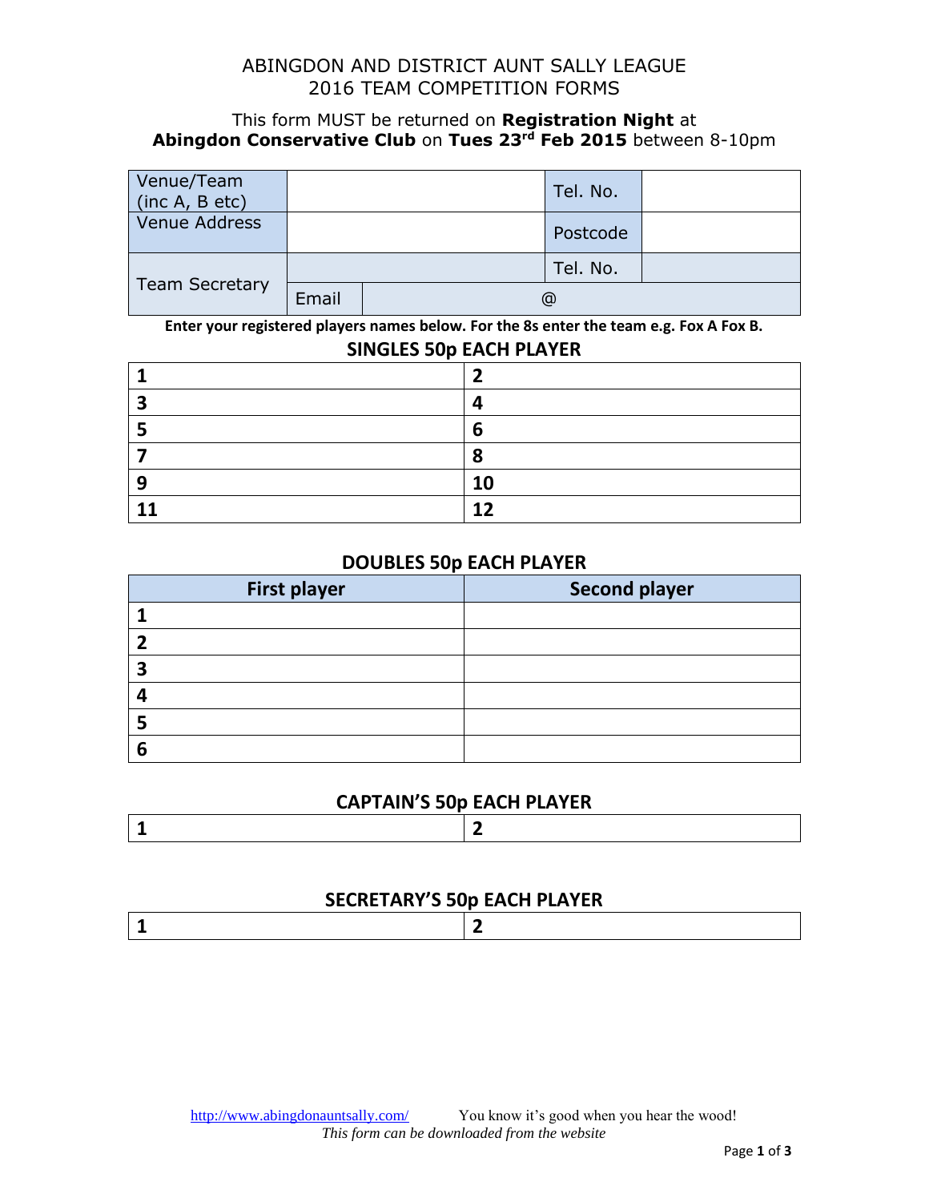# ABINGDON AND DISTRICT AUNT SALLY LEAGUE
## 2016 TEAM COMPETITION FORMS

This form MUST be returned on **Registration Night** at **Abingdon Conservative Club** on **Tues 23rd Feb 2015** between 8-10pm

| Venue/Team (inc A, B etc) | | | Tel. No. | |
|---|---|---|---|---|
| Venue Address | | | Postcode | |
| Team Secretary | | | Tel. No. | |
| | Email | @ | | |

**Enter your registered players names below. For the 8s enter the team e.g. Fox A Fox B.**

### SINGLES 50p EACH PLAYER

| | |
|---|---|
| **1** | **2** |
| **3** | **4** |
| **5** | **6** |
| **7** | **8** |
| **9** | **10** |
| **11** | **12** |

### DOUBLES 50p EACH PLAYER

| First player | Second player |
|---|---|
| **1** | |
| **2** | |
| **3** | |
| **4** | |
| **5** | |
| **6** | |

### CAPTAIN'S 50p EACH PLAYER

| | |
|---|---|
| **1** | **2** |

### SECRETARY'S 50p EACH PLAYER

| | |
|---|---|
| **1** | **2** |

http://www.abingdonauntsally.com/ You know it's good when you hear the wood!

*This form can be downloaded from the website*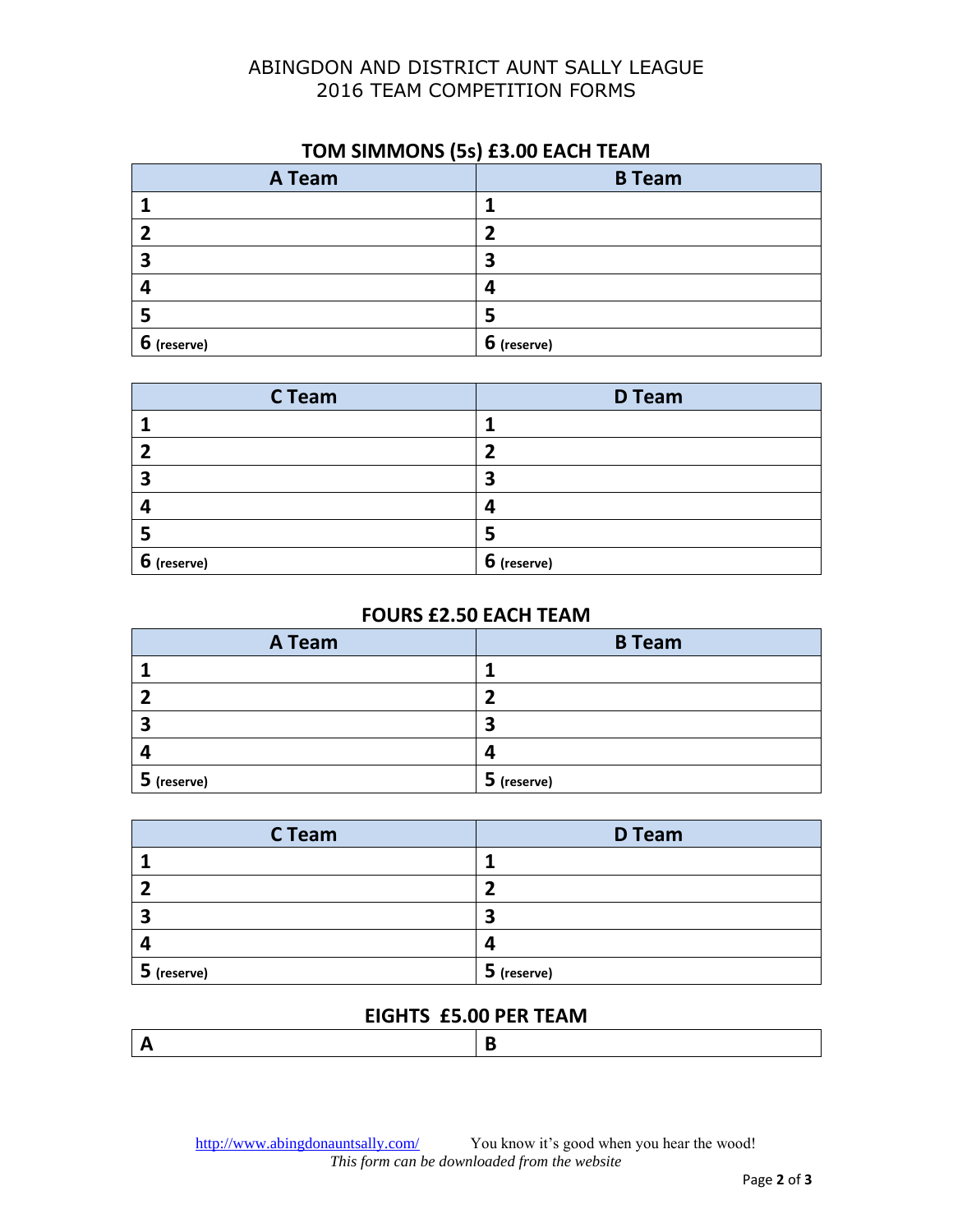ABINGDON AND DISTRICT AUNT SALLY LEAGUE
2016 TEAM COMPETITION FORMS

## TOM SIMMONS (5s) £3.00 EACH TEAM

| A Team | B Team |
|---|---|
| 1 | 1 |
| 2 | 2 |
| 3 | 3 |
| 4 | 4 |
| 5 | 5 |
| 6 (reserve) | 6 (reserve) |

| C Team | D Team |
|---|---|
| 1 | 1 |
| 2 | 2 |
| 3 | 3 |
| 4 | 4 |
| 5 | 5 |
| 6 (reserve) | 6 (reserve) |

## FOURS £2.50 EACH TEAM

| A Team | B Team |
|---|---|
| 1 | 1 |
| 2 | 2 |
| 3 | 3 |
| 4 | 4 |
| 5 (reserve) | 5 (reserve) |

| C Team | D Team |
|---|---|
| 1 | 1 |
| 2 | 2 |
| 3 | 3 |
| 4 | 4 |
| 5 (reserve) | 5 (reserve) |

## EIGHTS £5.00 PER TEAM

| A | B |
|---|---|

http://www.abingdonauntsally.com/ You know it's good when you hear the wood!

*This form can be downloaded from the website*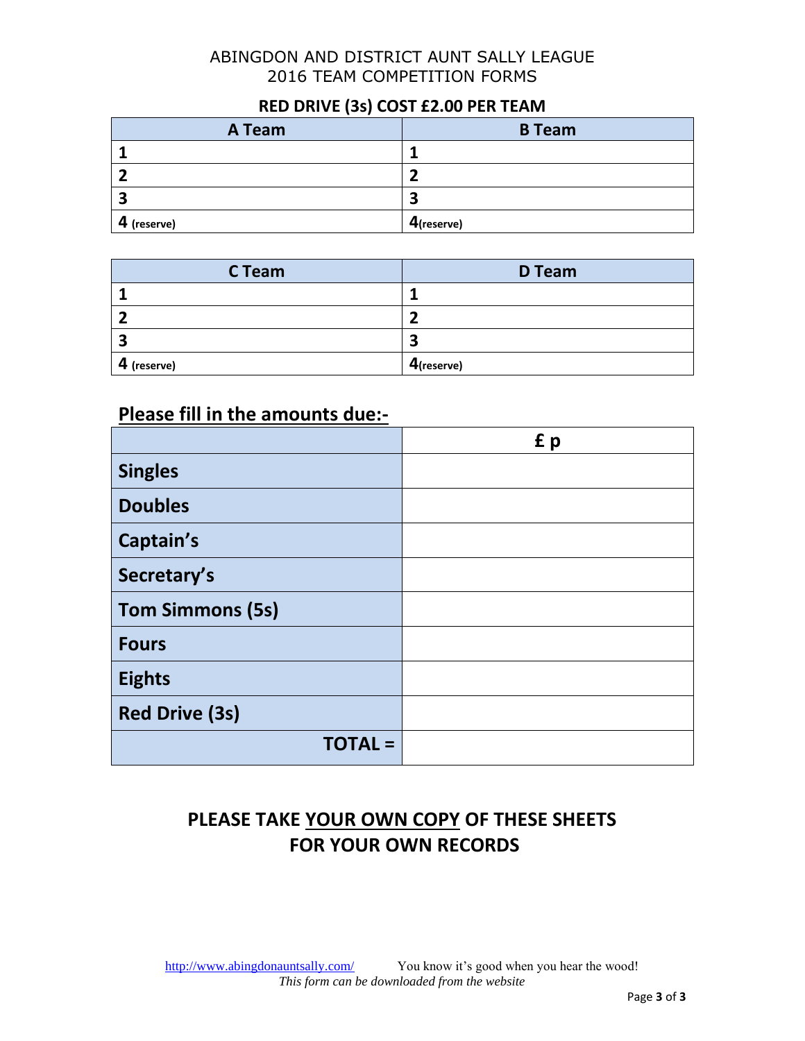ABINGDON AND DISTRICT AUNT SALLY LEAGUE
2016 TEAM COMPETITION FORMS

**RED DRIVE (3s) COST £2.00 PER TEAM**

| A Team | B Team |
|---|---|
| **1** | **1** |
| **2** | **2** |
| **3** | **3** |
| **4 (reserve)** | **4(reserve)** |

| C Team | D Team |
|---|---|
| **1** | **1** |
| **2** | **2** |
| **3** | **3** |
| **4 (reserve)** | **4(reserve)** |

## Please fill in the amounts due:-

| | £ p |
|---|---|
| **Singles** | |
| **Doubles** | |
| **Captain's** | |
| **Secretary's** | |
| **Tom Simmons (5s)** | |
| **Fours** | |
| **Eights** | |
| **Red Drive (3s)** | |
| **TOTAL =** | |

**PLEASE TAKE YOUR OWN COPY OF THESE SHEETS FOR YOUR OWN RECORDS**

http://www.abingdonauntsally.com/ You know it's good when you hear the wood!
*This form can be downloaded from the website*